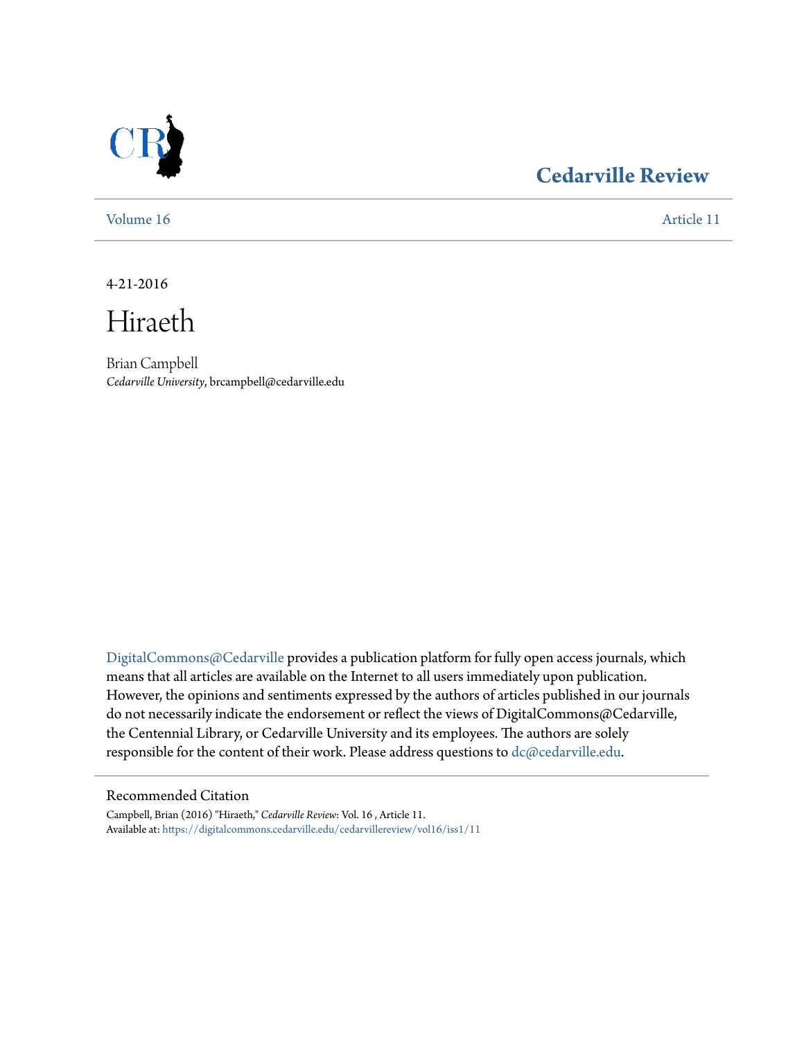Cedarville Review

Volume 16 Article 11

4-21-2016

# Hiraeth

Brian Campbell
*Cedarville University*, brcampbell@cedarville.edu

DigitalCommons@Cedarville provides a publication platform for fully open access journals, which means that all articles are available on the Internet to all users immediately upon publication. However, the opinions and sentiments expressed by the authors of articles published in our journals do not necessarily indicate the endorsement or reflect the views of DigitalCommons@Cedarville, the Centennial Library, or Cedarville University and its employees. The authors are solely responsible for the content of their work. Please address questions to dc@cedarville.edu.

## Recommended Citation

Campbell, Brian (2016) "Hiraeth," *Cedarville Review*: Vol. 16 , Article 11.
Available at: https://digitalcommons.cedarville.edu/cedarvillereview/vol16/iss1/11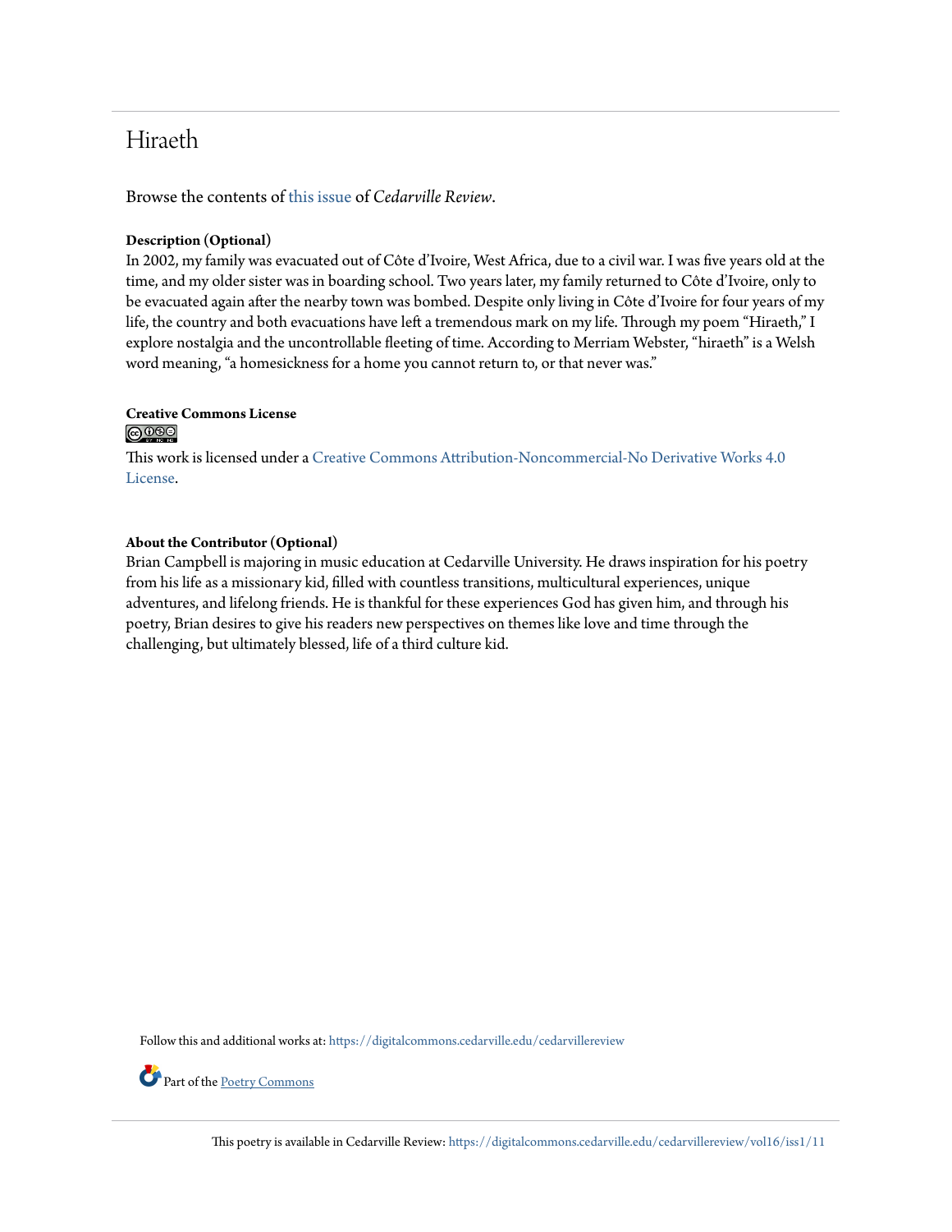# Hiraeth

Browse the contents of this issue of *Cedarville Review*.

**Description (Optional)**

In 2002, my family was evacuated out of Côte d'Ivoire, West Africa, due to a civil war. I was five years old at the time, and my older sister was in boarding school. Two years later, my family returned to Côte d'Ivoire, only to be evacuated again after the nearby town was bombed. Despite only living in Côte d'Ivoire for four years of my life, the country and both evacuations have left a tremendous mark on my life. Through my poem "Hiraeth," I explore nostalgia and the uncontrollable fleeting of time. According to Merriam Webster, "hiraeth" is a Welsh word meaning, "a homesickness for a home you cannot return to, or that never was."

**Creative Commons License**

This work is licensed under a Creative Commons Attribution-Noncommercial-No Derivative Works 4.0 License.

**About the Contributor (Optional)**

Brian Campbell is majoring in music education at Cedarville University. He draws inspiration for his poetry from his life as a missionary kid, filled with countless transitions, multicultural experiences, unique adventures, and lifelong friends. He is thankful for these experiences God has given him, and through his poetry, Brian desires to give his readers new perspectives on themes like love and time through the challenging, but ultimately blessed, life of a third culture kid.

Follow this and additional works at: https://digitalcommons.cedarville.edu/cedarvillereview

Part of the Poetry Commons

This poetry is available in Cedarville Review: https://digitalcommons.cedarville.edu/cedarvillereview/vol16/iss1/11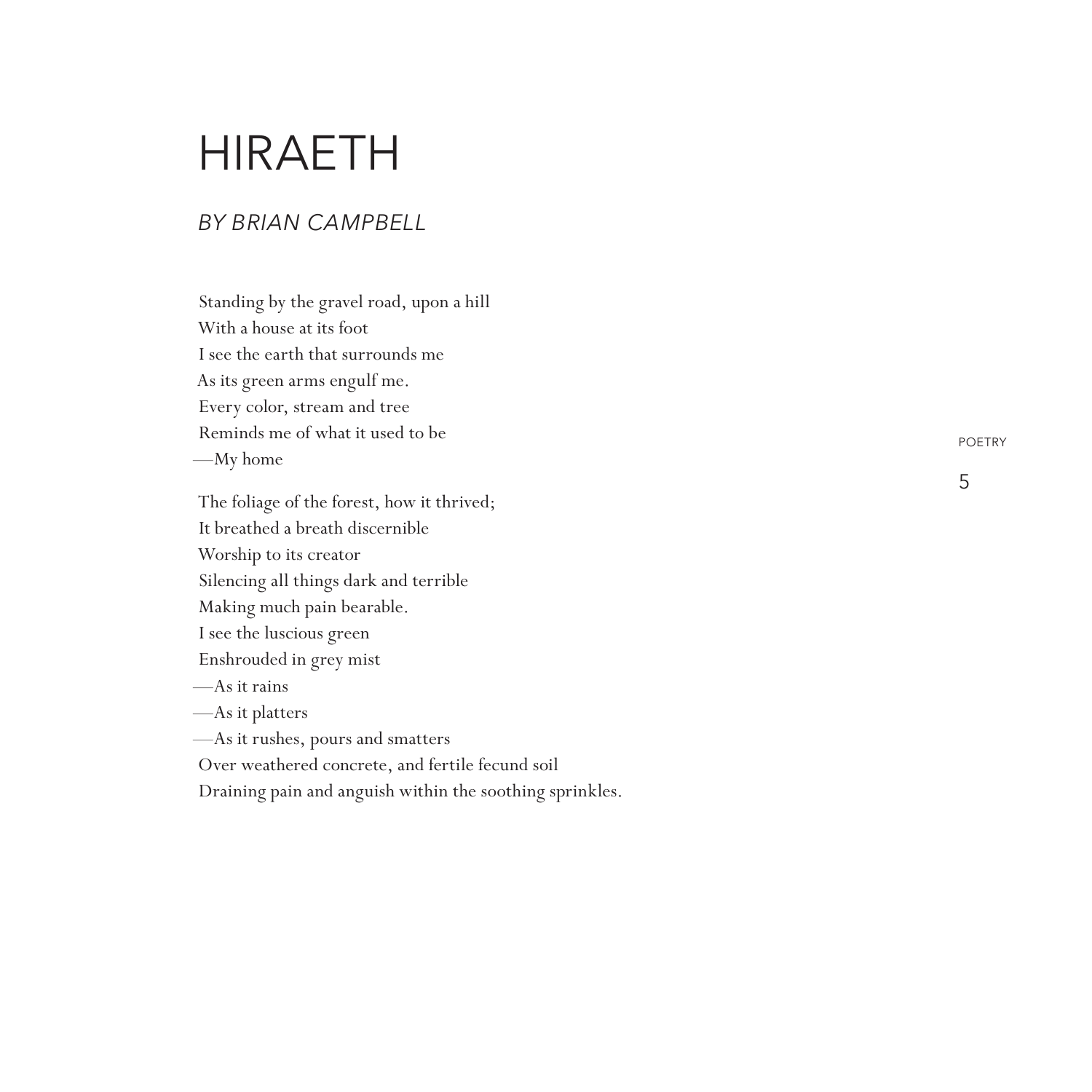# HIRAETH

*BY BRIAN CAMPBELL*

Standing by the gravel road, upon a hill  
With a house at its foot  
I see the earth that surrounds me  
As its green arms engulf me.  
Every color, stream and tree  
Reminds me of what it used to be  
—My home

The foliage of the forest, how it thrived;  
It breathed a breath discernible  
Worship to its creator  
Silencing all things dark and terrible  
Making much pain bearable.  
I see the luscious green  
Enshrouded in grey mist  
—As it rains  
—As it platters  
—As it rushes, pours and smatters  
Over weathered concrete, and fertile fecund soil  
Draining pain and anguish within the soothing sprinkles.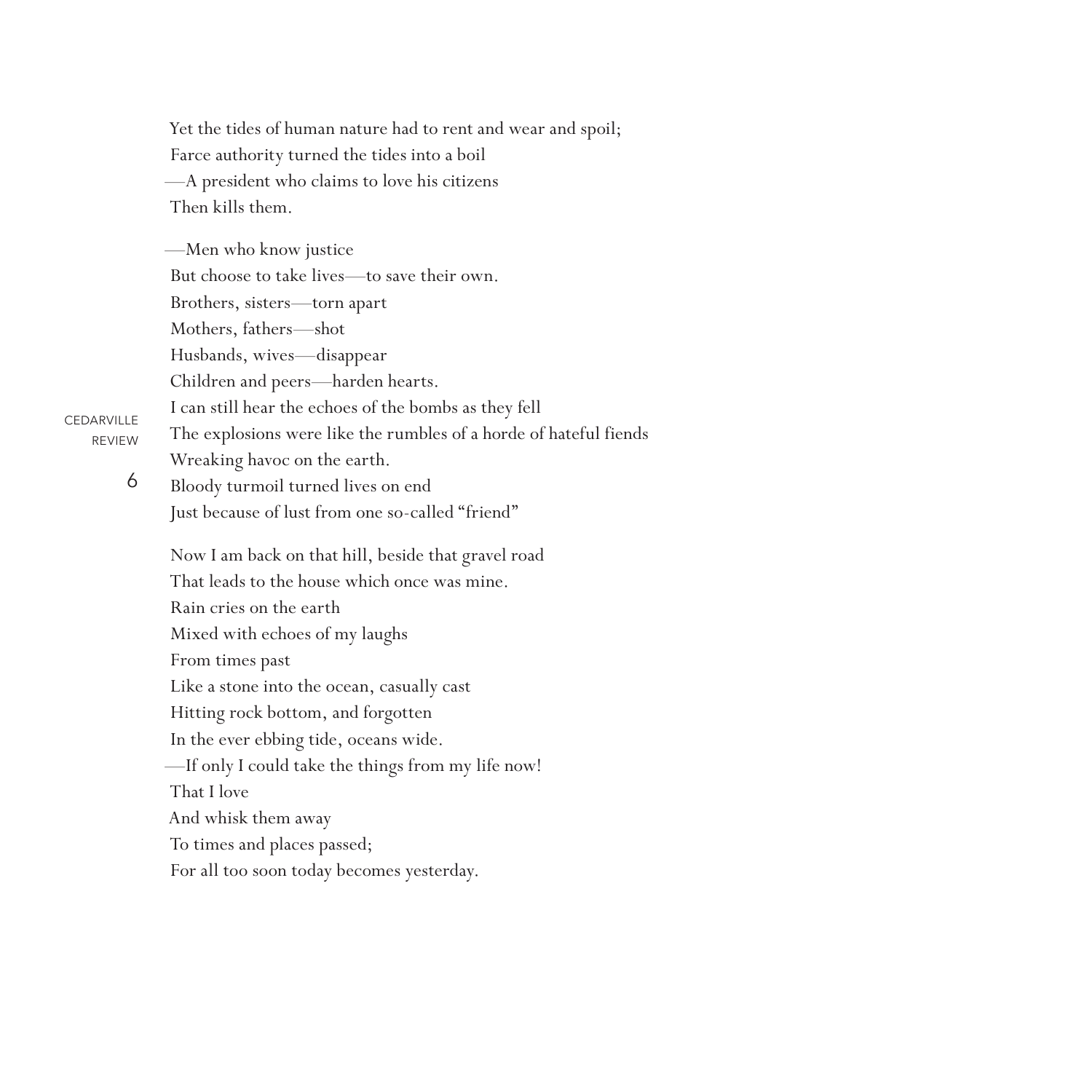Yet the tides of human nature had to rent and wear and spoil;
Farce authority turned the tides into a boil
—A president who claims to love his citizens
Then kills them.

—Men who know justice
But choose to take lives—to save their own.
Brothers, sisters—torn apart
Mothers, fathers—shot
Husbands, wives—disappear
Children and peers—harden hearts.
I can still hear the echoes of the bombs as they fell
The explosions were like the rumbles of a horde of hateful fiends
Wreaking havoc on the earth.
Bloody turmoil turned lives on end
Just because of lust from one so-called "friend"

Now I am back on that hill, beside that gravel road
That leads to the house which once was mine.
Rain cries on the earth
Mixed with echoes of my laughs
From times past
Like a stone into the ocean, casually cast
Hitting rock bottom, and forgotten
In the ever ebbing tide, oceans wide.
—If only I could take the things from my life now!
That I love
And whisk them away
To times and places passed;
For all too soon today becomes yesterday.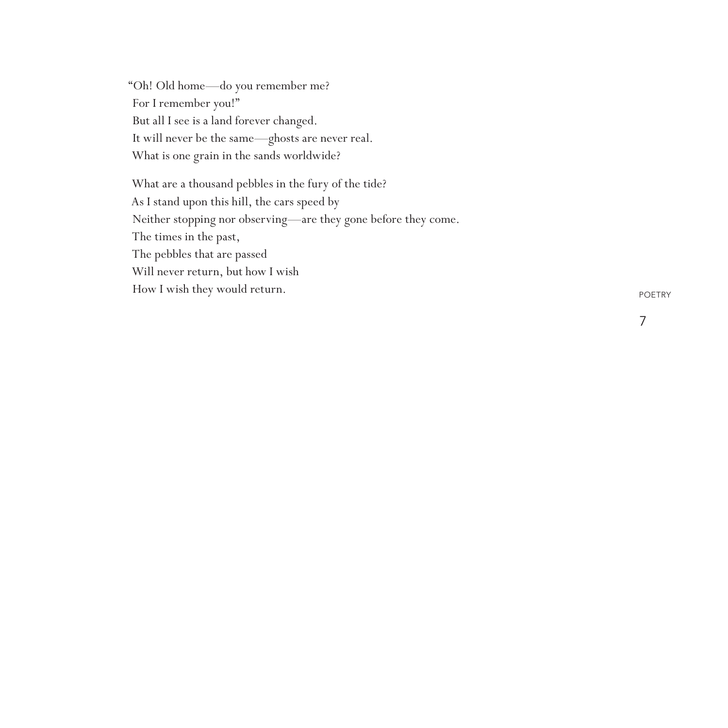"Oh! Old home—do you remember me?
For I remember you!"
But all I see is a land forever changed.
It will never be the same—ghosts are never real.
What is one grain in the sands worldwide?

What are a thousand pebbles in the fury of the tide?
As I stand upon this hill, the cars speed by
Neither stopping nor observing—are they gone before they come.
The times in the past,
The pebbles that are passed
Will never return, but how I wish
How I wish they would return.